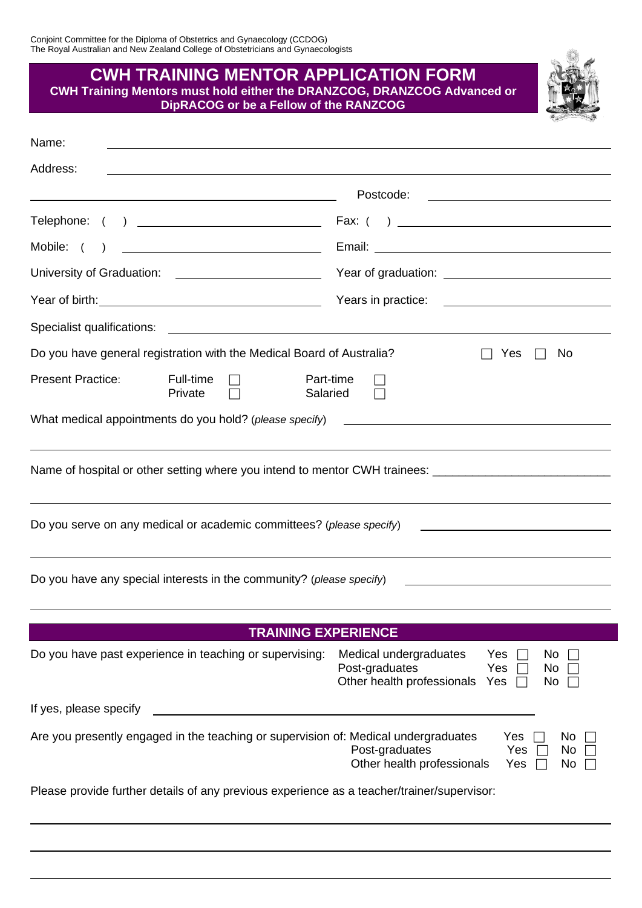Conjoint Committee for the Diploma of Obstetrics and Gynaecology (CCDOG)
The Royal Australian and New Zealand College of Obstetricians and Gynaecologists

# CWH TRAINING MENTOR APPLICATION FORM

**CWH Training Mentors must hold either the DRANZCOG, DRANZCOG Advanced or DipRACOG or be a Fellow of the RANZCOG**

Name: ______________________________

Address: ______________________________

______________________________ Postcode: ______________

Telephone: ( ) ______________ Fax: ( ) ______________

Mobile: ( ) ______________ Email: ______________

University of Graduation: ______________ Year of graduation: ______________

Year of birth: ______________ Years in practice: ______________

Specialist qualifications: ______________________________

Do you have general registration with the Medical Board of Australia? ☐ Yes ☐ No

Present Practice: Full-time ☐ Part-time ☐
Private ☐ Salaried ☐

What medical appointments do you hold? (*please specify*) ______________________________

______________________________

Name of hospital or other setting where you intend to mentor CWH trainees: ______________

______________________________

Do you serve on any medical or academic committees? (*please specify*) ______________

______________________________

Do you have any special interests in the community? (*please specify*) ______________

______________________________

## TRAINING EXPERIENCE

Do you have past experience in teaching or supervising:

| | | |
|---|---|---|
| Medical undergraduates | Yes ☐ | No ☐ |
| Post-graduates | Yes ☐ | No ☐ |
| Other health professionals | Yes ☐ | No ☐ |

If yes, please specify ______________________________

Are you presently engaged in the teaching or supervision of:

| | | |
|---|---|---|
| Medical undergraduates | Yes ☐ | No ☐ |
| Post-graduates | Yes ☐ | No ☐ |
| Other health professionals | Yes ☐ | No ☐ |

Please provide further details of any previous experience as a teacher/trainer/supervisor:

______________________________

______________________________

______________________________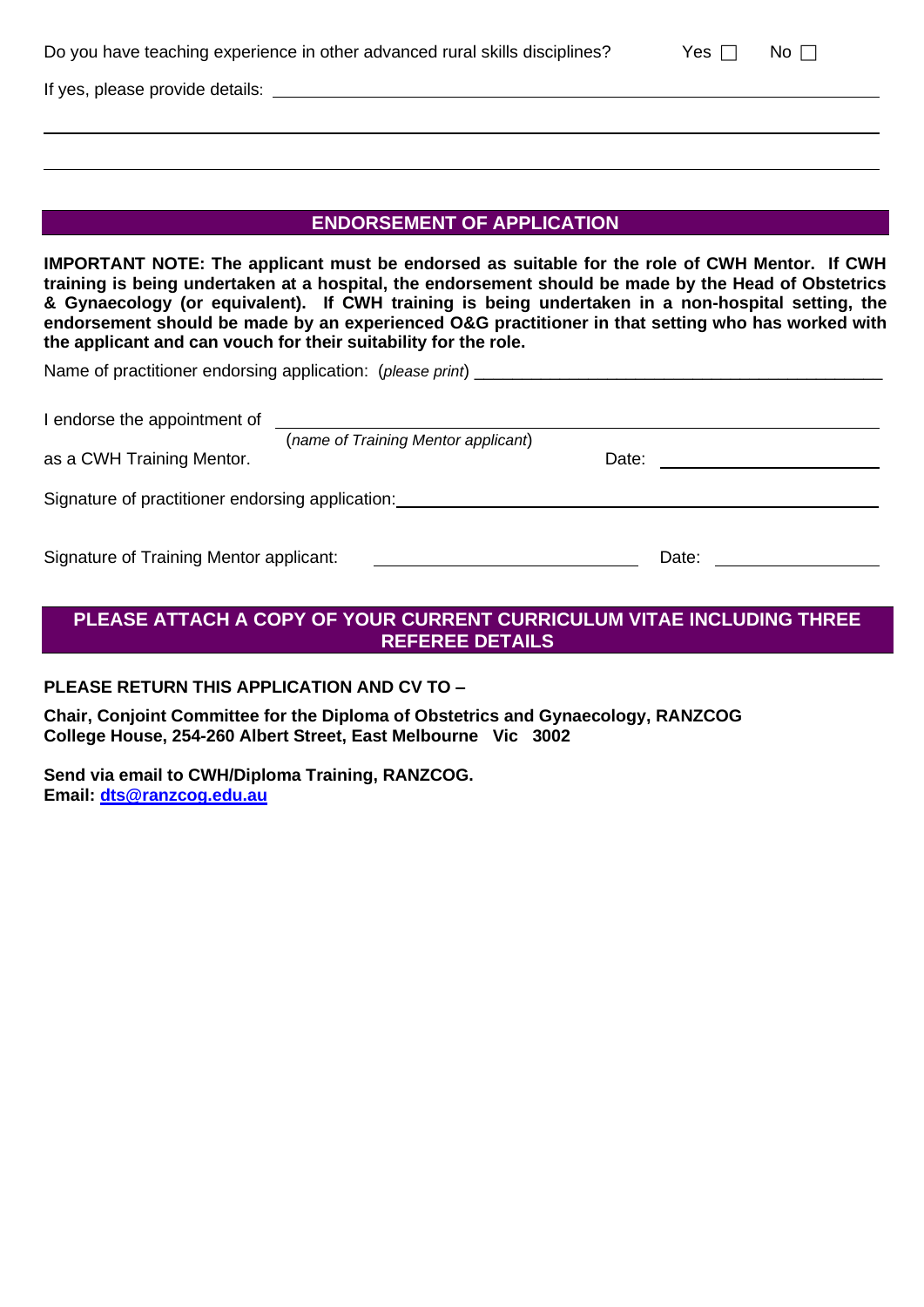Do you have teaching experience in other advanced rural skills disciplines? Yes ☐ No ☐

If yes, please provide details: \_\_\_\_\_\_\_\_\_\_\_\_\_\_\_\_\_\_\_\_\_\_\_\_\_\_\_\_\_\_\_\_\_\_\_\_\_\_\_\_\_\_\_\_

\_\_\_\_\_\_\_\_\_\_\_\_\_\_\_\_\_\_\_\_\_\_\_\_\_\_\_\_\_\_\_\_\_\_\_\_\_\_\_\_\_\_\_\_\_\_\_\_\_\_\_\_\_\_\_\_\_\_\_\_\_\_\_\_\_\_\_\_\_\_\_\_\_\_

\_\_\_\_\_\_\_\_\_\_\_\_\_\_\_\_\_\_\_\_\_\_\_\_\_\_\_\_\_\_\_\_\_\_\_\_\_\_\_\_\_\_\_\_\_\_\_\_\_\_\_\_\_\_\_\_\_\_\_\_\_\_\_\_\_\_\_\_\_\_\_\_\_\_

## ENDORSEMENT OF APPLICATION

**IMPORTANT NOTE: The applicant must be endorsed as suitable for the role of CWH Mentor. If CWH training is being undertaken at a hospital, the endorsement should be made by the Head of Obstetrics & Gynaecology (or equivalent). If CWH training is being undertaken in a non-hospital setting, the endorsement should be made by an experienced O&G practitioner in that setting who has worked with the applicant and can vouch for their suitability for the role.**

Name of practitioner endorsing application: (*please print*) \_\_\_\_\_\_\_\_\_\_\_\_\_\_\_\_\_\_\_\_\_\_\_\_\_\_\_\_\_\_\_\_\_\_\_\_\_\_\_\_\_\_\_\_

I endorse the appointment of \_\_\_\_\_\_\_\_\_\_\_\_\_\_\_\_\_\_\_\_\_\_\_\_\_\_\_\_\_\_\_\_\_\_\_\_\_\_\_\_\_\_\_\_\_\_\_\_\_\_\_\_\_\_
(*name of Training Mentor applicant*)

as a CWH Training Mentor. Date: \_\_\_\_\_\_\_\_\_\_\_\_\_\_\_\_\_\_\_\_\_\_

Signature of practitioner endorsing application: \_\_\_\_\_\_\_\_\_\_\_\_\_\_\_\_\_\_\_\_\_\_\_\_\_\_\_\_\_\_\_\_\_\_\_\_\_\_\_\_\_\_\_\_

Signature of Training Mentor applicant: \_\_\_\_\_\_\_\_\_\_\_\_\_\_\_\_\_\_\_\_\_\_\_\_\_\_\_\_ Date: \_\_\_\_\_\_\_\_\_\_\_\_\_\_\_\_\_\_

## PLEASE ATTACH A COPY OF YOUR CURRENT CURRICULUM VITAE INCLUDING THREE REFEREE DETAILS

**PLEASE RETURN THIS APPLICATION AND CV TO –**

**Chair, Conjoint Committee for the Diploma of Obstetrics and Gynaecology, RANZCOG**
**College House, 254-260 Albert Street, East Melbourne Vic 3002**

**Send via email to CWH/Diploma Training, RANZCOG.**
**Email: dts@ranzcog.edu.au**